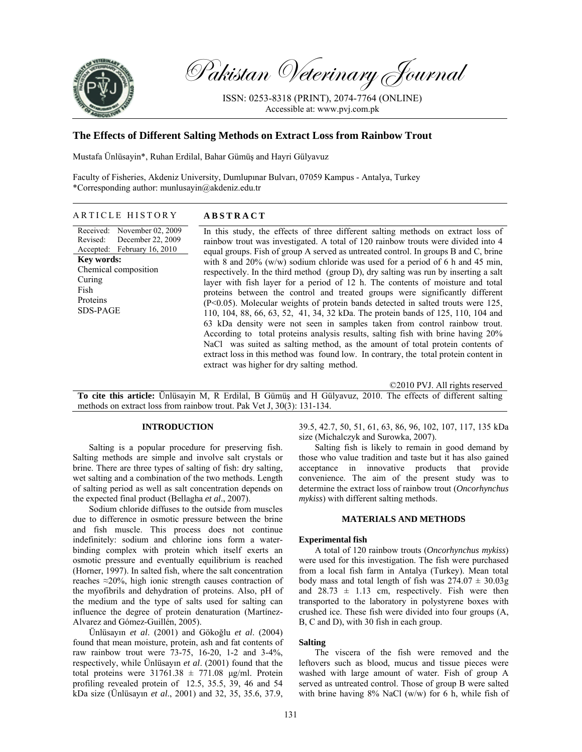# The Effects of Different Salting Methods on Extract Loss from Rainbow Trout

Mustafa Ünlüsayin*, Ruhan Erdilal, Bahar Gümüş and Hayri Gülyavuz

Faculty of Fisheries, Akdeniz University, Dumlupınar Bulvarı, 07059 Kampus - Antalya, Turkey
*Corresponding author: munlusayin@akdeniz.edu.tr

## ARTICLE HISTORY

Received: November 02, 2009
Revised: December 22, 2009
Accepted: February 16, 2010

**Key words:**
Chemical composition
Curing
Fish
Proteins
SDS-PAGE

## ABSTRACT

In this study, the effects of three different salting methods on extract loss of rainbow trout was investigated. A total of 120 rainbow trouts were divided into 4 equal groups. Fish of group A served as untreated control. In groups B and C, brine with 8 and 20% (w/w) sodium chloride was used for a period of 6 h and 45 min, respectively. In the third method (group D), dry salting was run by inserting a salt layer with fish layer for a period of 12 h. The contents of moisture and total proteins between the control and treated groups were significantly different (P<0.05). Molecular weights of protein bands detected in salted trouts were 125, 110, 104, 88, 66, 63, 52, 41, 34, 32 kDa. The protein bands of 125, 110, 104 and 63 kDa density were not seen in samples taken from control rainbow trout. According to total proteins analysis results, salting fish with brine having 20% NaCl was suited as salting method, as the amount of total protein contents of extract loss in this method was found low. In contrary, the total protein content in extract was higher for dry salting method.

©2010 PVJ. All rights reserved

**To cite this article:** Ünlüsayin M, R Erdilal, B Gümüş and H Gülyavuz, 2010. The effects of different salting methods on extract loss from rainbow trout. Pak Vet J, 30(3): 131-134.

## INTRODUCTION

Salting is a popular procedure for preserving fish. Salting methods are simple and involve salt crystals or brine. There are three types of salting of fish: dry salting, wet salting and a combination of the two methods. Length of salting period as well as salt concentration depends on the expected final product (Bellagha *et al*., 2007).

Sodium chloride diffuses to the outside from muscles due to difference in osmotic pressure between the brine and fish muscle. This process does not continue indefinitely: sodium and chlorine ions form a water-binding complex with protein which itself exerts an osmotic pressure and eventually equilibrium is reached (Horner, 1997). In salted fish, where the salt concentration reaches ≈20%, high ionic strength causes contraction of the myofibrils and dehydration of proteins. Also, pH of the medium and the type of salts used for salting can influence the degree of protein denaturation (Martínez-Alvarez and Gómez-Guillén, 2005).

Ünlüsayın *et al*. (2001) and Gökoğlu *et al*. (2004) found that mean moisture, protein, ash and fat contents of raw rainbow trout were 73-75, 16-20, 1-2 and 3-4%, respectively, while Ünlüsayın *et al*. (2001) found that the total proteins were 31761.38 ± 771.08 µg/ml. Protein profiling revealed protein of 12.5, 35.5, 39, 46 and 54 kDa size (Ünlüsayın *et al*., 2001) and 32, 35, 35.6, 37.9, 39.5, 42.7, 50, 51, 61, 63, 86, 96, 102, 107, 117, 135 kDa size (Michalczyk and Surowka, 2007).

Salting fish is likely to remain in good demand by those who value tradition and taste but it has also gained acceptance in innovative products that provide convenience. The aim of the present study was to determine the extract loss of rainbow trout (*Oncorhynchus mykiss*) with different salting methods.

## MATERIALS AND METHODS

### Experimental fish

A total of 120 rainbow trouts (*Oncorhynchus mykiss*) were used for this investigation. The fish were purchased from a local fish farm in Antalya (Turkey). Mean total body mass and total length of fish was 274.07 ± 30.03g and 28.73 ± 1.13 cm, respectively. Fish were then transported to the laboratory in polystyrene boxes with crushed ice. These fish were divided into four groups (A, B, C and D), with 30 fish in each group.

### Salting

The viscera of the fish were removed and the leftovers such as blood, mucus and tissue pieces were washed with large amount of water. Fish of group A served as untreated control. Those of group B were salted with brine having 8% NaCl (w/w) for 6 h, while fish of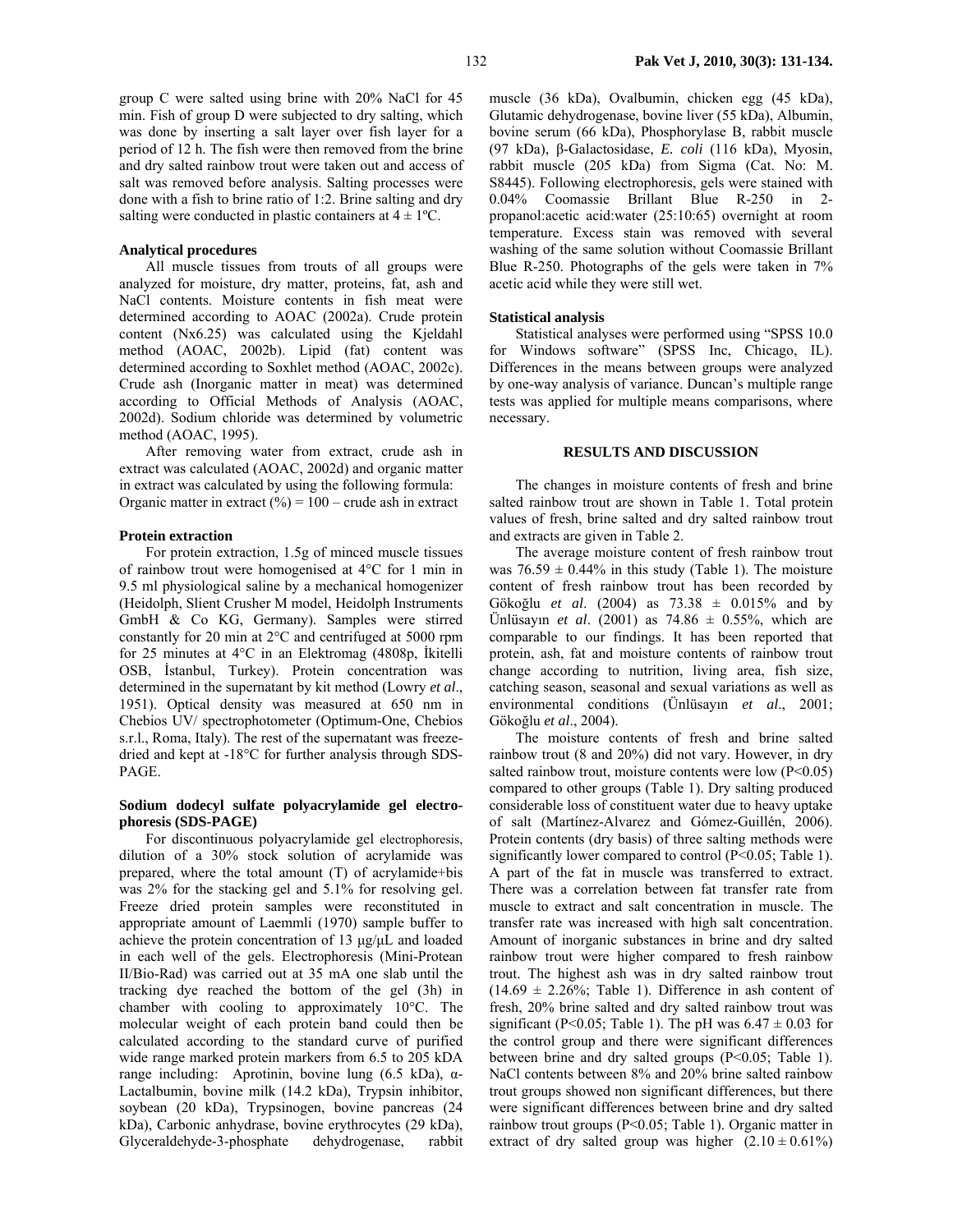group C were salted using brine with 20% NaCl for 45 min. Fish of group D were subjected to dry salting, which was done by inserting a salt layer over fish layer for a period of 12 h. The fish were then removed from the brine and dry salted rainbow trout were taken out and access of salt was removed before analysis. Salting processes were done with a fish to brine ratio of 1:2. Brine salting and dry salting were conducted in plastic containers at $4 \pm 1$ºC.

### Analytical procedures

All muscle tissues from trouts of all groups were analyzed for moisture, dry matter, proteins, fat, ash and NaCl contents. Moisture contents in fish meat were determined according to AOAC (2002a). Crude protein content (Nx6.25) was calculated using the Kjeldahl method (AOAC, 2002b). Lipid (fat) content was determined according to Soxhlet method (AOAC, 2002c). Crude ash (Inorganic matter in meat) was determined according to Official Methods of Analysis (AOAC, 2002d). Sodium chloride was determined by volumetric method (AOAC, 1995).

After removing water from extract, crude ash in extract was calculated (AOAC, 2002d) and organic matter in extract was calculated by using the following formula:
Organic matter in extract (%) = 100 – crude ash in extract

### Protein extraction

For protein extraction, 1.5g of minced muscle tissues of rainbow trout were homogenised at 4°C for 1 min in 9.5 ml physiological saline by a mechanical homogenizer (Heidolph, Slient Crusher M model, Heidolph Instruments GmbH & Co KG, Germany). Samples were stirred constantly for 20 min at 2°C and centrifuged at 5000 rpm for 25 minutes at 4°C in an Elektromag (4808p, İkitelli OSB, İstanbul, Turkey). Protein concentration was determined in the supernatant by kit method (Lowry *et al*., 1951). Optical density was measured at 650 nm in Chebios UV/ spectrophotometer (Optimum-One, Chebios s.r.l., Roma, Italy). The rest of the supernatant was freeze-dried and kept at -18°C for further analysis through SDS-PAGE.

### Sodium dodecyl sulfate polyacrylamide gel electrophoresis (SDS-PAGE)

For discontinuous polyacrylamide gel electrophoresis, dilution of a 30% stock solution of acrylamide was prepared, where the total amount (T) of acrylamide+bis was 2% for the stacking gel and 5.1% for resolving gel. Freeze dried protein samples were reconstituted in appropriate amount of Laemmli (1970) sample buffer to achieve the protein concentration of 13 µg/µL and loaded in each well of the gels. Electrophoresis (Mini-Protean II/Bio-Rad) was carried out at 35 mA one slab until the tracking dye reached the bottom of the gel (3h) in chamber with cooling to approximately 10°C. The molecular weight of each protein band could then be calculated according to the standard curve of purified wide range marked protein markers from 6.5 to 205 kDA range including: Aprotinin, bovine lung (6.5 kDa), α-Lactalbumin, bovine milk (14.2 kDa), Trypsin inhibitor, soybean (20 kDa), Trypsinogen, bovine pancreas (24 kDa), Carbonic anhydrase, bovine erythrocytes (29 kDa), Glyceraldehyde-3-phosphate dehydrogenase, rabbit muscle (36 kDa), Ovalbumin, chicken egg (45 kDa), Glutamic dehydrogenase, bovine liver (55 kDa), Albumin, bovine serum (66 kDa), Phosphorylase B, rabbit muscle (97 kDa), β-Galactosidase, *E. coli* (116 kDa), Myosin, rabbit muscle (205 kDa) from Sigma (Cat. No: M. S8445). Following electrophoresis, gels were stained with 0.04% Coomassie Brillant Blue R-250 in 2-propanol:acetic acid:water (25:10:65) overnight at room temperature. Excess stain was removed with several washing of the same solution without Coomassie Brillant Blue R-250. Photographs of the gels were taken in 7% acetic acid while they were still wet.

### Statistical analysis

Statistical analyses were performed using "SPSS 10.0 for Windows software" (SPSS Inc, Chicago, IL). Differences in the means between groups were analyzed by one-way analysis of variance. Duncan's multiple range tests was applied for multiple means comparisons, where necessary.

## RESULTS AND DISCUSSION

The changes in moisture contents of fresh and brine salted rainbow trout are shown in Table 1. Total protein values of fresh, brine salted and dry salted rainbow trout and extracts are given in Table 2.

The average moisture content of fresh rainbow trout was $76.59 \pm 0.44$% in this study (Table 1). The moisture content of fresh rainbow trout has been recorded by Gökoğlu *et al*. (2004) as $73.38 \pm 0.015$% and by Ünlüsayın *et al*. (2001) as $74.86 \pm 0.55$%, which are comparable to our findings. It has been reported that protein, ash, fat and moisture contents of rainbow trout change according to nutrition, living area, fish size, catching season, seasonal and sexual variations as well as environmental conditions (Ünlüsayın *et al*., 2001; Gökoğlu *et al*., 2004).

The moisture contents of fresh and brine salted rainbow trout (8 and 20%) did not vary. However, in dry salted rainbow trout, moisture contents were low ($P<0.05$) compared to other groups (Table 1). Dry salting produced considerable loss of constituent water due to heavy uptake of salt (Martínez-Alvarez and Gómez-Guillén, 2006). Protein contents (dry basis) of three salting methods were significantly lower compared to control ($P<0.05$; Table 1). A part of the fat in muscle was transferred to extract. There was a correlation between fat transfer rate from muscle to extract and salt concentration in muscle. The transfer rate was increased with high salt concentration. Amount of inorganic substances in brine and dry salted rainbow trout were higher compared to fresh rainbow trout. The highest ash was in dry salted rainbow trout ($14.69 \pm 2.26$%; Table 1). Difference in ash content of fresh, 20% brine salted and dry salted rainbow trout was significant ($P<0.05$; Table 1). The pH was $6.47 \pm 0.03$ for the control group and there were significant differences between brine and dry salted groups ($P<0.05$; Table 1). NaCl contents between 8% and 20% brine salted rainbow trout groups showed non significant differences, but there were significant differences between brine and dry salted rainbow trout groups ($P<0.05$; Table 1). Organic matter in extract of dry salted group was higher ($2.10 \pm 0.61$%)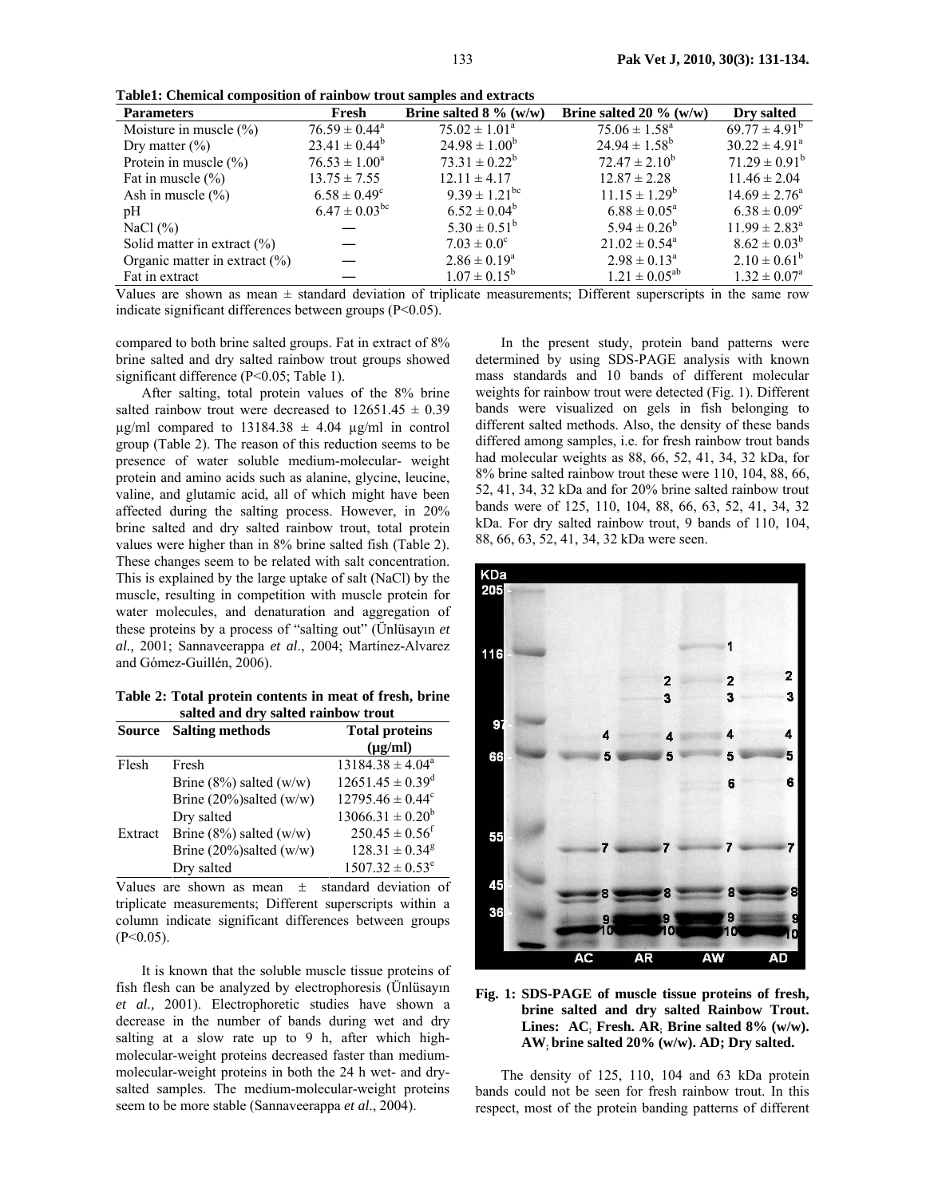**Table1: Chemical composition of rainbow trout samples and extracts**

| Parameters | Fresh | Brine salted 8 % (w/w) | Brine salted 20 % (w/w) | Dry salted |
|---|---|---|---|---|
| Moisture in muscle (%) | $76.59 \pm 0.44^{a}$ | $75.02 \pm 1.01^{a}$ | $75.06 \pm 1.58^{a}$ | $69.77 \pm 4.91^{b}$ |
| Dry matter (%) | $23.41 \pm 0.44^{b}$ | $24.98 \pm 1.00^{b}$ | $24.94 \pm 1.58^{b}$ | $30.22 \pm 4.91^{a}$ |
| Protein in muscle (%) | $76.53 \pm 1.00^{a}$ | $73.31 \pm 0.22^{b}$ | $72.47 \pm 2.10^{b}$ | $71.29 \pm 0.91^{b}$ |
| Fat in muscle (%) | $13.75 \pm 7.55$ | $12.11 \pm 4.17$ | $12.87 \pm 2.28$ | $11.46 \pm 2.04$ |
| Ash in muscle (%) | $6.58 \pm 0.49^{c}$ | $9.39 \pm 1.21^{bc}$ | $11.15 \pm 1.29^{b}$ | $14.69 \pm 2.76^{a}$ |
| pH | $6.47 \pm 0.03^{bc}$ | $6.52 \pm 0.04^{b}$ | $6.88 \pm 0.05^{a}$ | $6.38 \pm 0.09^{c}$ |
| NaCl (%) | — | $5.30 \pm 0.51^{b}$ | $5.94 \pm 0.26^{b}$ | $11.99 \pm 2.83^{a}$ |
| Solid matter in extract (%) | — | $7.03 \pm 0.0^{c}$ | $21.02 \pm 0.54^{a}$ | $8.62 \pm 0.03^{b}$ |
| Organic matter in extract (%) | — | $2.86 \pm 0.19^{a}$ | $2.98 \pm 0.13^{a}$ | $2.10 \pm 0.61^{b}$ |
| Fat in extract | — | $1.07 \pm 0.15^{b}$ | $1.21 \pm 0.05^{ab}$ | $1.32 \pm 0.07^{a}$ |

Values are shown as mean ± standard deviation of triplicate measurements; Different superscripts in the same row indicate significant differences between groups ($P<0.05$).

compared to both brine salted groups. Fat in extract of 8% brine salted and dry salted rainbow trout groups showed significant difference ($P<0.05$; Table 1).

After salting, total protein values of the 8% brine salted rainbow trout were decreased to $12651.45 \pm 0.39$ µg/ml compared to $13184.38 \pm 4.04$ µg/ml in control group (Table 2). The reason of this reduction seems to be presence of water soluble medium-molecular- weight protein and amino acids such as alanine, glycine, leucine, valine, and glutamic acid, all of which might have been affected during the salting process. However, in 20% brine salted and dry salted rainbow trout, total protein values were higher than in 8% brine salted fish (Table 2). These changes seem to be related with salt concentration. This is explained by the large uptake of salt (NaCl) by the muscle, resulting in competition with muscle protein for water molecules, and denaturation and aggregation of these proteins by a process of "salting out" (Ünlüsayın *et al.,* 2001; Sannaveerappa *et al*., 2004; Martínez-Alvarez and Gómez-Guillén, 2006).

**Table 2: Total protein contents in meat of fresh, brine salted and dry salted rainbow trout**

| Source | Salting methods | Total proteins (µg/ml) |
|---|---|---|
| Flesh | Fresh | $13184.38 \pm 4.04^{a}$ |
| | Brine (8%) salted (w/w) | $12651.45 \pm 0.39^{d}$ |
| | Brine (20%)salted (w/w) | $12795.46 \pm 0.44^{c}$ |
| | Dry salted | $13066.31 \pm 0.20^{b}$ |
| Extract | Brine (8%) salted (w/w) | $250.45 \pm 0.56^{f}$ |
| | Brine (20%)salted (w/w) | $128.31 \pm 0.34^{g}$ |
| | Dry salted | $1507.32 \pm 0.53^{e}$ |

Values are shown as mean ± standard deviation of triplicate measurements; Different superscripts within a column indicate significant differences between groups ($P<0.05$).

It is known that the soluble muscle tissue proteins of fish flesh can be analyzed by electrophoresis (Ünlüsayın *et al.,* 2001). Electrophoretic studies have shown a decrease in the number of bands during wet and dry salting at a slow rate up to 9 h, after which high-molecular-weight proteins decreased faster than medium-molecular-weight proteins in both the 24 h wet- and dry-salted samples. The medium-molecular-weight proteins seem to be more stable (Sannaveerappa *et al*., 2004).

In the present study, protein band patterns were determined by using SDS-PAGE analysis with known mass standards and 10 bands of different molecular weights for rainbow trout were detected (Fig. 1). Different bands were visualized on gels in fish belonging to different salted methods. Also, the density of these bands differed among samples, i.e. for fresh rainbow trout bands had molecular weights as 88, 66, 52, 41, 34, 32 kDa, for 8% brine salted rainbow trout these were 110, 104, 88, 66, 52, 41, 34, 32 kDa and for 20% brine salted rainbow trout bands were of 125, 110, 104, 88, 66, 63, 52, 41, 34, 32 kDa. For dry salted rainbow trout, 9 bands of 110, 104, 88, 66, 63, 52, 41, 34, 32 kDa were seen.

**Fig. 1: SDS-PAGE of muscle tissue proteins of fresh, brine salted and dry salted Rainbow Trout. Lines: AC; Fresh. AR; Brine salted 8% (w/w). AW; brine salted 20% (w/w). AD; Dry salted.**

The density of 125, 110, 104 and 63 kDa protein bands could not be seen for fresh rainbow trout. In this respect, most of the protein banding patterns of different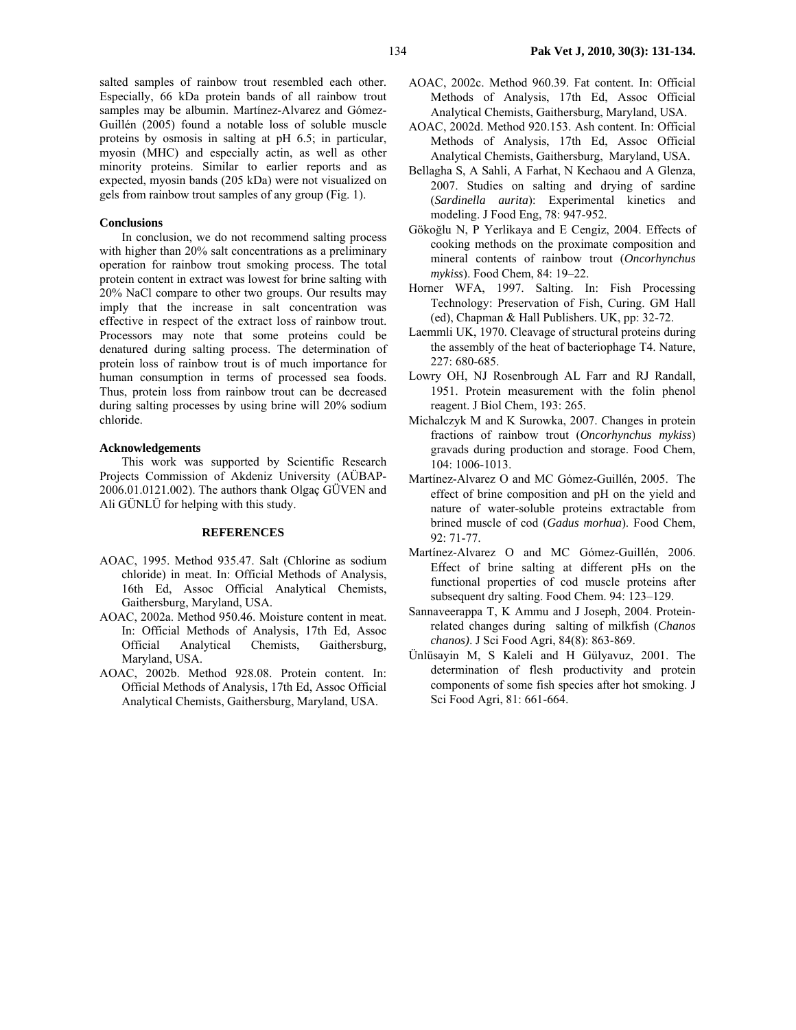salted samples of rainbow trout resembled each other. Especially, 66 kDa protein bands of all rainbow trout samples may be albumin. Martínez-Alvarez and Gómez-Guillén (2005) found a notable loss of soluble muscle proteins by osmosis in salting at pH 6.5; in particular, myosin (MHC) and especially actin, as well as other minority proteins. Similar to earlier reports and as expected, myosin bands (205 kDa) were not visualized on gels from rainbow trout samples of any group (Fig. 1).

## Conclusions

In conclusion, we do not recommend salting process with higher than 20% salt concentrations as a preliminary operation for rainbow trout smoking process. The total protein content in extract was lowest for brine salting with 20% NaCl compare to other two groups. Our results may imply that the increase in salt concentration was effective in respect of the extract loss of rainbow trout. Processors may note that some proteins could be denatured during salting process. The determination of protein loss of rainbow trout is of much importance for human consumption in terms of processed sea foods. Thus, protein loss from rainbow trout can be decreased during salting processes by using brine will 20% sodium chloride.

## Acknowledgements

This work was supported by Scientific Research Projects Commission of Akdeniz University (AÜBAP-2006.01.0121.002). The authors thank Olgaç GÜVEN and Ali GÜNLÜ for helping with this study.

## REFERENCES

AOAC, 1995. Method 935.47. Salt (Chlorine as sodium chloride) in meat. In: Official Methods of Analysis, 16th Ed, Assoc Official Analytical Chemists, Gaithersburg, Maryland, USA.

AOAC, 2002a. Method 950.46. Moisture content in meat. In: Official Methods of Analysis, 17th Ed, Assoc Official Analytical Chemists, Gaithersburg, Maryland, USA.

AOAC, 2002b. Method 928.08. Protein content. In: Official Methods of Analysis, 17th Ed, Assoc Official Analytical Chemists, Gaithersburg, Maryland, USA.

AOAC, 2002c. Method 960.39. Fat content. In: Official Methods of Analysis, 17th Ed, Assoc Official Analytical Chemists, Gaithersburg, Maryland, USA.

AOAC, 2002d. Method 920.153. Ash content. In: Official Methods of Analysis, 17th Ed, Assoc Official Analytical Chemists, Gaithersburg, Maryland, USA.

Bellagha S, A Sahli, A Farhat, N Kechaou and A Glenza, 2007. Studies on salting and drying of sardine (*Sardinella aurita*): Experimental kinetics and modeling. J Food Eng, 78: 947-952.

Gökoğlu N, P Yerlikaya and E Cengiz, 2004. Effects of cooking methods on the proximate composition and mineral contents of rainbow trout (*Oncorhynchus mykiss*). Food Chem, 84: 19–22.

Horner WFA, 1997. Salting. In: Fish Processing Technology: Preservation of Fish, Curing. GM Hall (ed), Chapman & Hall Publishers. UK, pp: 32-72.

Laemmli UK, 1970. Cleavage of structural proteins during the assembly of the heat of bacteriophage T4. Nature, 227: 680-685.

Lowry OH, NJ Rosenbrough AL Farr and RJ Randall, 1951. Protein measurement with the folin phenol reagent. J Biol Chem, 193: 265.

Michalczyk M and K Surowka, 2007. Changes in protein fractions of rainbow trout (*Oncorhynchus mykiss*) gravads during production and storage. Food Chem, 104: 1006-1013.

Martínez-Alvarez O and MC Gómez-Guillén, 2005. The effect of brine composition and pH on the yield and nature of water-soluble proteins extractable from brined muscle of cod (*Gadus morhua*). Food Chem, 92: 71-77.

Martínez-Alvarez O and MC Gómez-Guillén, 2006. Effect of brine salting at different pHs on the functional properties of cod muscle proteins after subsequent dry salting. Food Chem. 94: 123–129.

Sannaveerappa T, K Ammu and J Joseph, 2004. Protein-related changes during salting of milkfish (*Chanos chanos)*. J Sci Food Agri, 84(8): 863-869.

Ünlüsayin M, S Kaleli and H Gülyavuz, 2001. The determination of flesh productivity and protein components of some fish species after hot smoking. J Sci Food Agri, 81: 661-664.